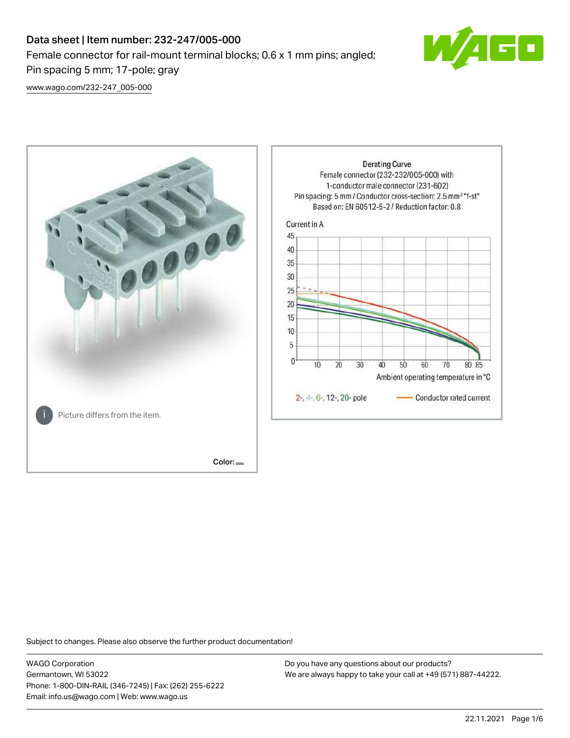# Data sheet | Item number: 232-247/005-000

Female connector for rail-mount terminal blocks; 0.6 x 1 mm pins; angled; Pin spacing 5 mm; 17-pole; gray

www.wago.com/232-247_005-000

Picture differs from the item.

Color:

Derating Curve
Female connector (232-232/005-000) with 1-conductor male connector (231-602)
Pin spacing: 5 mm / Conductor cross-section: 2.5 mm² "f-st"
Based on: EN 60512-5-2 / Reduction factor: 0.8

Current in A

Ambient operating temperature in °C

2-, 4-, 6-, 12-, 20- pole

Conductor rated current

Subject to changes. Please also observe the further product documentation!

WAGO Corporation
Germantown, WI 53022
Phone: 1-800-DIN-RAIL (346-7245) | Fax: (262) 255-6222
Email: info.us@wago.com | Web: www.wago.us

Do you have any questions about our products?
We are always happy to take your call at +49 (571) 887-44222.

22.11.2021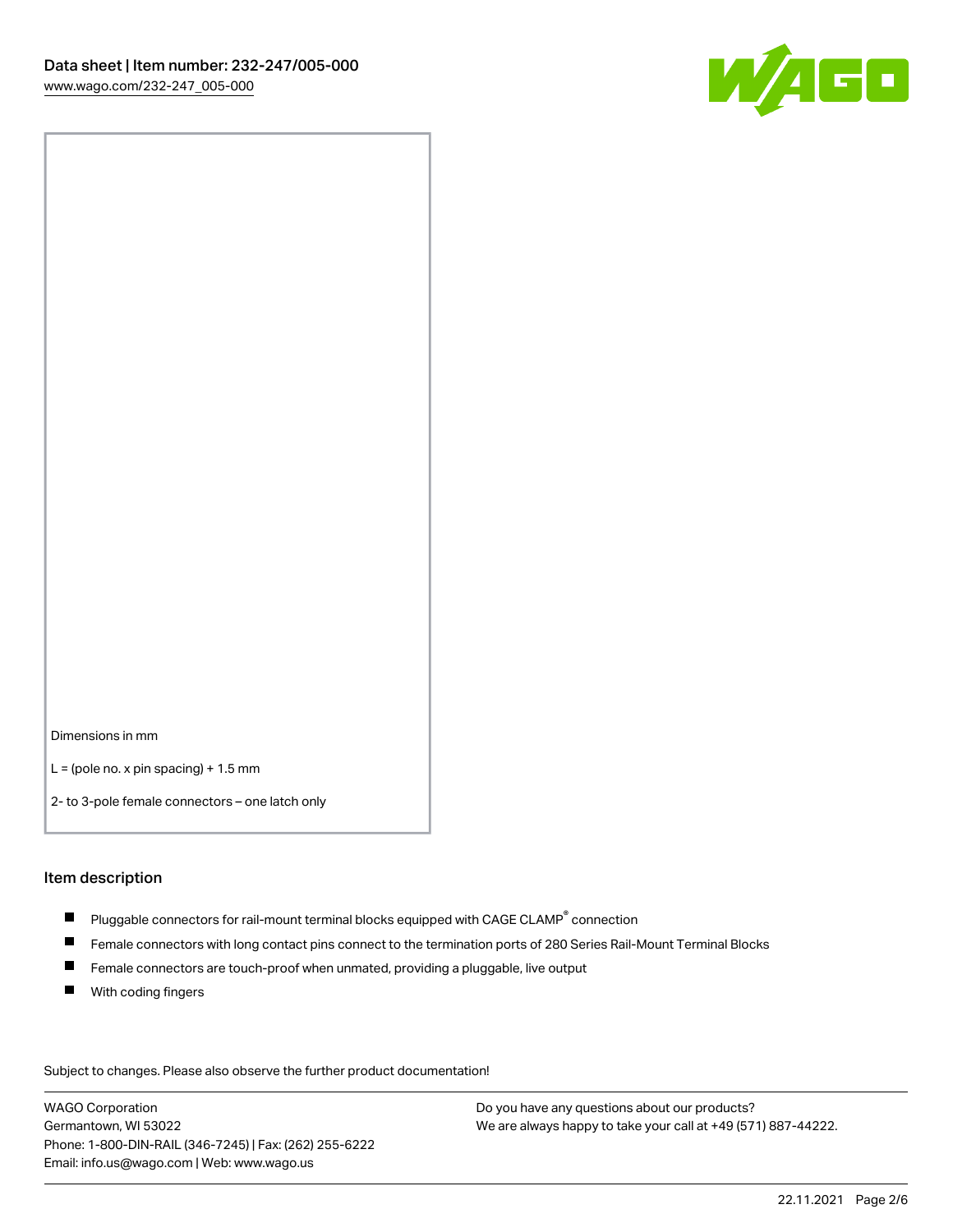Dimensions in mm

L = (pole no. x pin spacing) + 1.5 mm

2- to 3-pole female connectors – one latch only

## Item description

- Pluggable connectors for rail-mount terminal blocks equipped with CAGE CLAMP® connection
- Female connectors with long contact pins connect to the termination ports of 280 Series Rail-Mount Terminal Blocks
- Female connectors are touch-proof when unmated, providing a pluggable, live output
- With coding fingers

Subject to changes. Please also observe the further product documentation!

WAGO Corporation
Germantown, WI 53022
Phone: 1-800-DIN-RAIL (346-7245) | Fax: (262) 255-6222
Email: info.us@wago.com | Web: www.wago.us

Do you have any questions about our products?
We are always happy to take your call at +49 (571) 887-44222.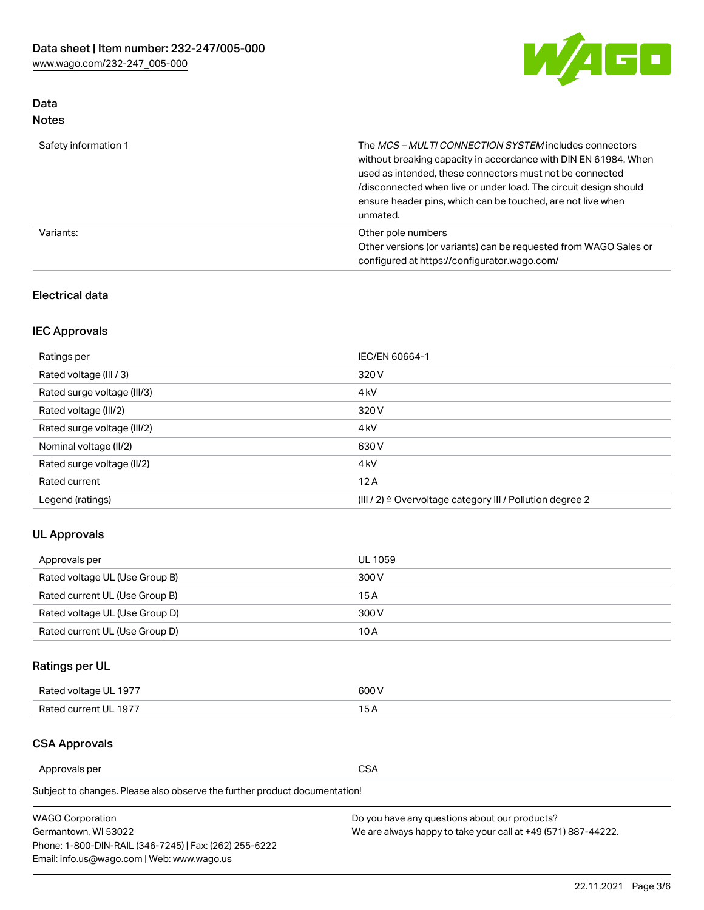## Data
### Notes

| | |
|---|---|
| Safety information 1 | The *MCS – MULTI CONNECTION SYSTEM* includes connectors without breaking capacity in accordance with DIN EN 61984. When used as intended, these connectors must not be connected /disconnected when live or under load. The circuit design should ensure header pins, which can be touched, are not live when unmated. |
| Variants: | Other pole numbers<br>Other versions (or variants) can be requested from WAGO Sales or configured at https://configurator.wago.com/ |

## Electrical data

### IEC Approvals

| | |
|---|---|
| Ratings per | IEC/EN 60664-1 |
| Rated voltage (III / 3) | 320 V |
| Rated surge voltage (III/3) | 4 kV |
| Rated voltage (III/2) | 320 V |
| Rated surge voltage (III/2) | 4 kV |
| Nominal voltage (II/2) | 630 V |
| Rated surge voltage (II/2) | 4 kV |
| Rated current | 12 A |
| Legend (ratings) | (III / 2) ≙ Overvoltage category III / Pollution degree 2 |

### UL Approvals

| | |
|---|---|
| Approvals per | UL 1059 |
| Rated voltage UL (Use Group B) | 300 V |
| Rated current UL (Use Group B) | 15 A |
| Rated voltage UL (Use Group D) | 300 V |
| Rated current UL (Use Group D) | 10 A |

### Ratings per UL

| | |
|---|---|
| Rated voltage UL 1977 | 600 V |
| Rated current UL 1977 | 15 A |

### CSA Approvals

| | |
|---|---|
| Approvals per | CSA |

Subject to changes. Please also observe the further product documentation!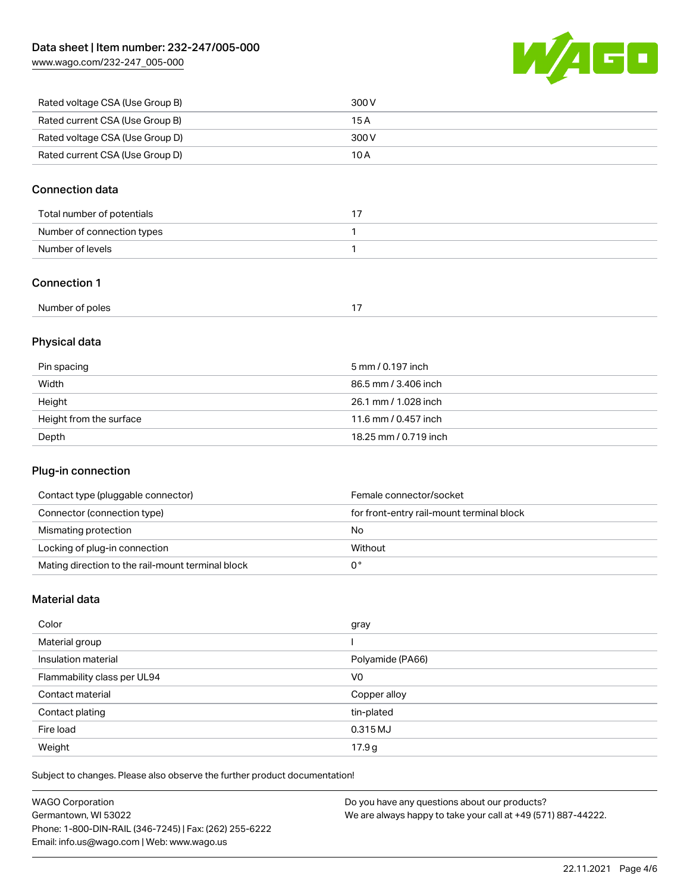| | |
|---|---|
| Rated voltage CSA (Use Group B) | 300 V |
| Rated current CSA (Use Group B) | 15 A |
| Rated voltage CSA (Use Group D) | 300 V |
| Rated current CSA (Use Group D) | 10 A |

## Connection data

| | |
|---|---|
| Total number of potentials | 17 |
| Number of connection types | 1 |
| Number of levels | 1 |

## Connection 1

| | |
|---|---|
| Number of poles | 17 |

## Physical data

| | |
|---|---|
| Pin spacing | 5 mm / 0.197 inch |
| Width | 86.5 mm / 3.406 inch |
| Height | 26.1 mm / 1.028 inch |
| Height from the surface | 11.6 mm / 0.457 inch |
| Depth | 18.25 mm / 0.719 inch |

## Plug-in connection

| | |
|---|---|
| Contact type (pluggable connector) | Female connector/socket |
| Connector (connection type) | for front-entry rail-mount terminal block |
| Mismating protection | No |
| Locking of plug-in connection | Without |
| Mating direction to the rail-mount terminal block | 0 ° |

## Material data

| | |
|---|---|
| Color | gray |
| Material group | I |
| Insulation material | Polyamide (PA66) |
| Flammability class per UL94 | V0 |
| Contact material | Copper alloy |
| Contact plating | tin-plated |
| Fire load | 0.315 MJ |
| Weight | 17.9 g |

Subject to changes. Please also observe the further product documentation!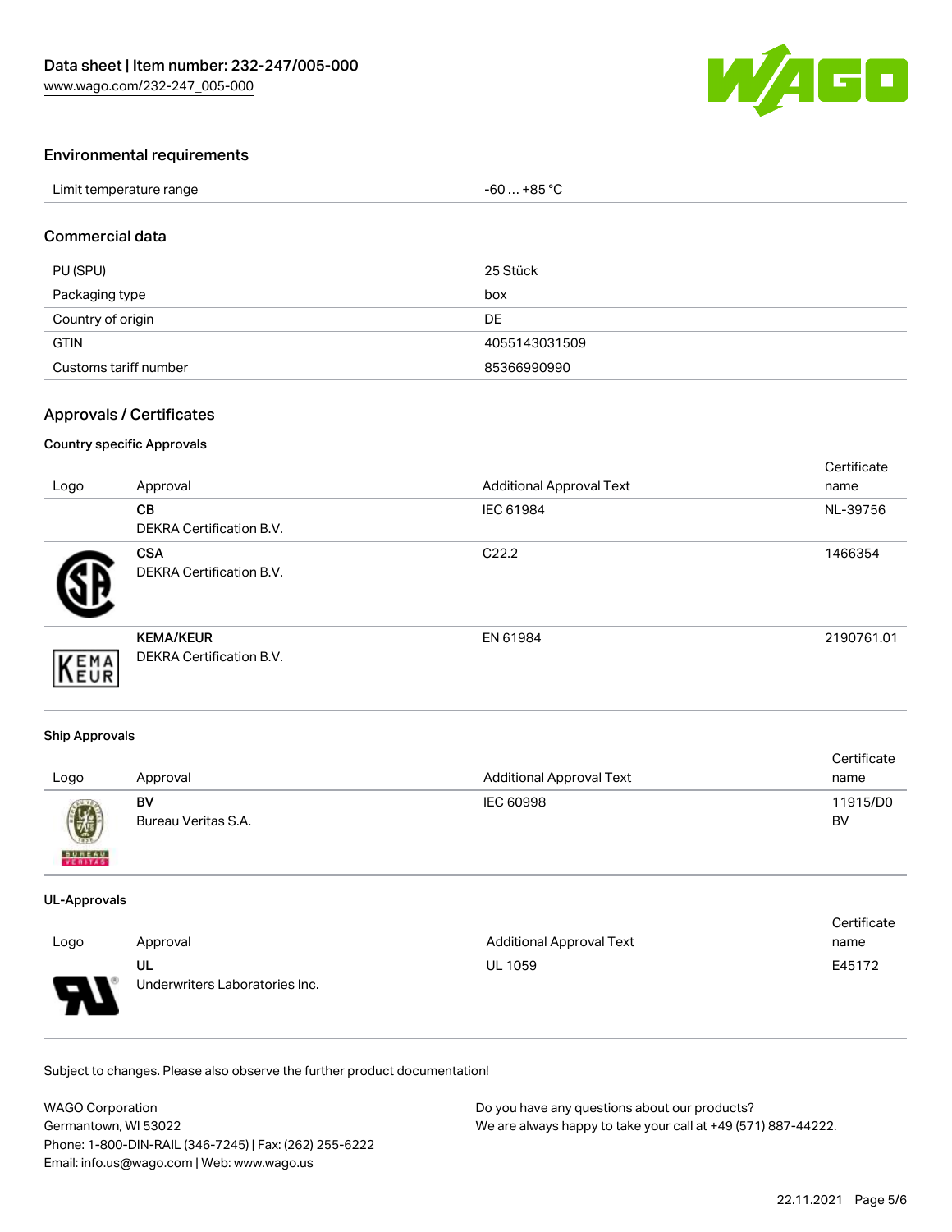## Environmental requirements

| | |
|---|---|
| Limit temperature range | -60 … +85 °C |

## Commercial data

| | |
|---|---|
| PU (SPU) | 25 Stück |
| Packaging type | box |
| Country of origin | DE |
| GTIN | 4055143031509 |
| Customs tariff number | 85366990990 |

## Approvals / Certificates

### Country specific Approvals

| Logo | Approval | Additional Approval Text | Certificate name |
|---|---|---|---|
| | **CB**<br>DEKRA Certification B.V. | IEC 61984 | NL-39756 |
| | **CSA**<br>DEKRA Certification B.V. | C22.2 | 1466354 |
| | **KEMA/KEUR**<br>DEKRA Certification B.V. | EN 61984 | 2190761.01 |

### Ship Approvals

| Logo | Approval | Additional Approval Text | Certificate name |
|---|---|---|---|
| | **BV**<br>Bureau Veritas S.A. | IEC 60998 | 11915/D0 BV |

### UL-Approvals

| Logo | Approval | Additional Approval Text | Certificate name |
|---|---|---|---|
| | **UL**<br>Underwriters Laboratories Inc. | UL 1059 | E45172 |

Subject to changes. Please also observe the further product documentation!

WAGO Corporation
Germantown, WI 53022
Phone: 1-800-DIN-RAIL (346-7245) | Fax: (262) 255-6222
Email: info.us@wago.com | Web: www.wago.us

Do you have any questions about our products?
We are always happy to take your call at +49 (571) 887-44222.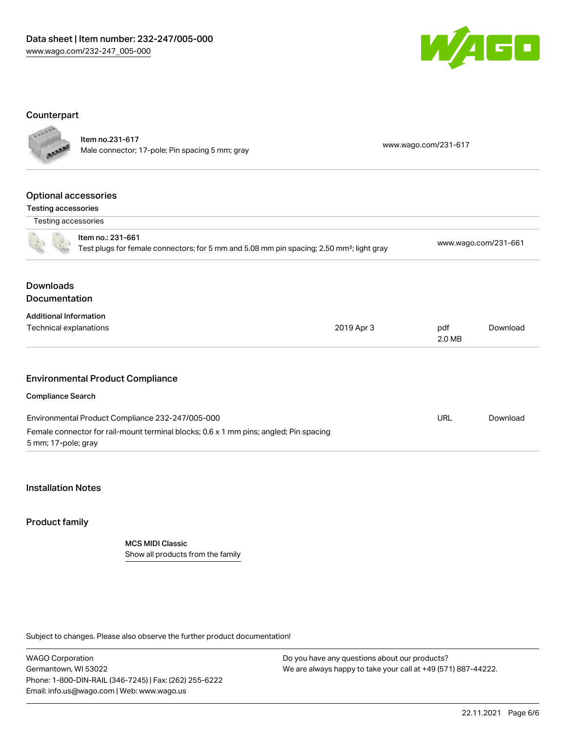## Counterpart

| | |
|---|---|
| Item no.231-617<br>Male connector; 17-pole; Pin spacing 5 mm; gray | www.wago.com/231-617 |

## Optional accessories

### Testing accessories

| Testing accessories | |
|---|---|
| Item no.: 231-661<br>Test plugs for female connectors; for 5 mm and 5.08 mm pin spacing; 2,50 mm²; light gray | www.wago.com/231-661 |

## Downloads

## Documentation

### Additional Information

| | | | |
|---|---|---|---|
| Technical explanations | 2019 Apr 3 | pdf<br>2.0 MB | Download |

## Environmental Product Compliance

### Compliance Search

| | | |
|---|---|---|
| Environmental Product Compliance 232-247/005-000<br>Female connector for rail-mount terminal blocks; 0.6 x 1 mm pins; angled; Pin spacing 5 mm; 17-pole; gray | URL | Download |

## Installation Notes

## Product family

MCS MIDI Classic
Show all products from the family

Subject to changes. Please also observe the further product documentation!

WAGO Corporation
Germantown, WI 53022
Phone: 1-800-DIN-RAIL (346-7245) | Fax: (262) 255-6222
Email: info.us@wago.com | Web: www.wago.us

Do you have any questions about our products?
We are always happy to take your call at +49 (571) 887-44222.

22.11.2021